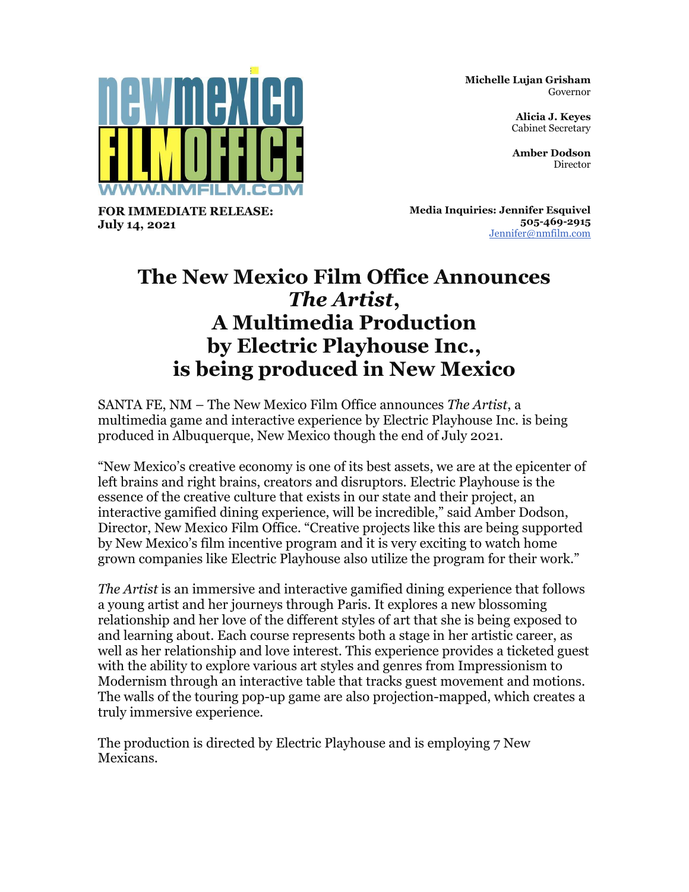**newmexico FILMOFFICE**
WWW.NMFILM.COM

**Michelle Lujan Grisham**
Governor

**Alicia J. Keyes**
Cabinet Secretary

**Amber Dodson**
Director

**FOR IMMEDIATE RELEASE:**
**July 14, 2021**

**Media Inquiries: Jennifer Esquivel**
**505-469-2915**
Jennifer@nmfilm.com

# The New Mexico Film Office Announces *The Artist*, A Multimedia Production by Electric Playhouse Inc., is being produced in New Mexico

SANTA FE, NM – The New Mexico Film Office announces *The Artist*, a multimedia game and interactive experience by Electric Playhouse Inc. is being produced in Albuquerque, New Mexico though the end of July 2021.

"New Mexico's creative economy is one of its best assets, we are at the epicenter of left brains and right brains, creators and disruptors. Electric Playhouse is the essence of the creative culture that exists in our state and their project, an interactive gamified dining experience, will be incredible," said Amber Dodson, Director, New Mexico Film Office. "Creative projects like this are being supported by New Mexico's film incentive program and it is very exciting to watch home grown companies like Electric Playhouse also utilize the program for their work."

*The Artist* is an immersive and interactive gamified dining experience that follows a young artist and her journeys through Paris. It explores a new blossoming relationship and her love of the different styles of art that she is being exposed to and learning about. Each course represents both a stage in her artistic career, as well as her relationship and love interest. This experience provides a ticketed guest with the ability to explore various art styles and genres from Impressionism to Modernism through an interactive table that tracks guest movement and motions. The walls of the touring pop-up game are also projection-mapped, which creates a truly immersive experience.

The production is directed by Electric Playhouse and is employing 7 New Mexicans.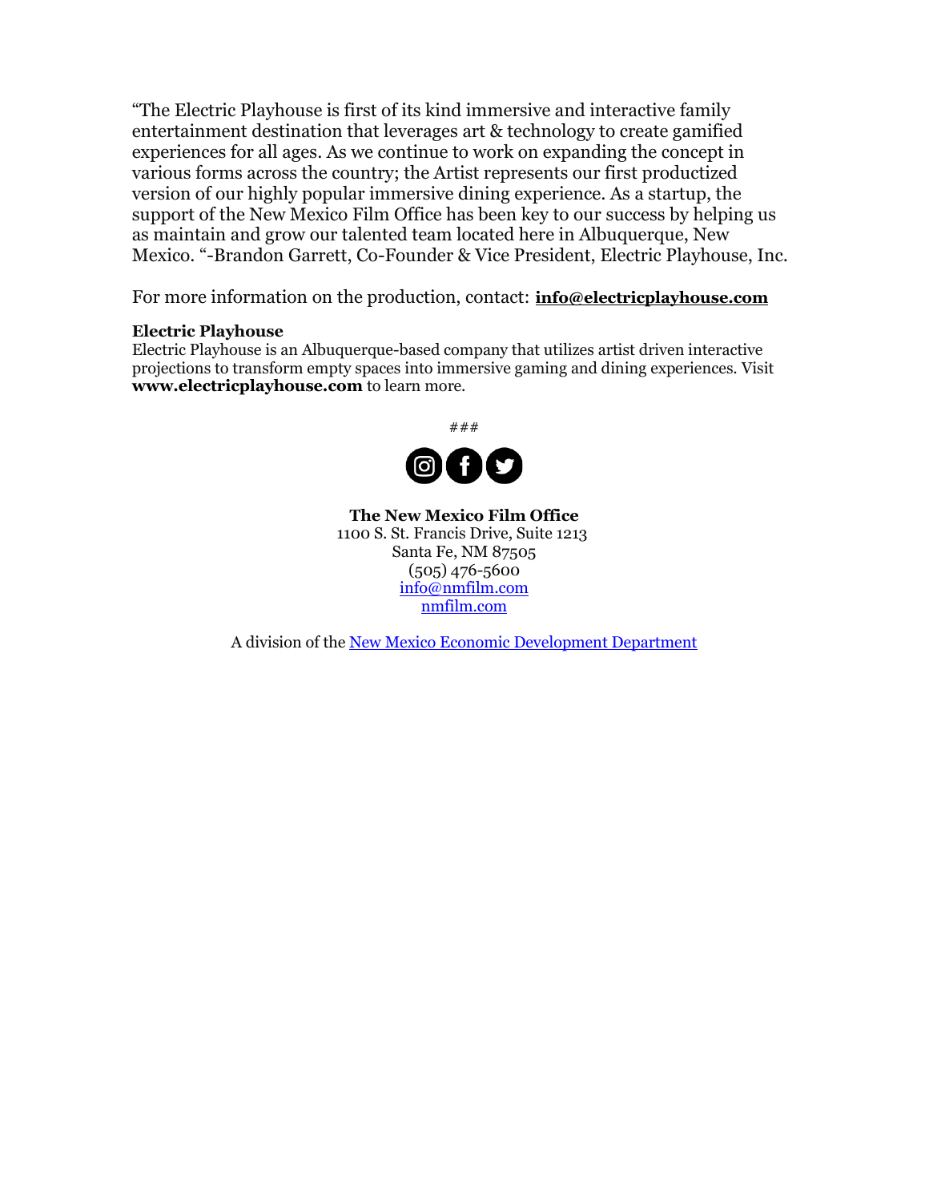"The Electric Playhouse is first of its kind immersive and interactive family entertainment destination that leverages art & technology to create gamified experiences for all ages. As we continue to work on expanding the concept in various forms across the country; the Artist represents our first productized version of our highly popular immersive dining experience. As a startup, the support of the New Mexico Film Office has been key to our success by helping us as maintain and grow our talented team located here in Albuquerque, New Mexico. "-Brandon Garrett, Co-Founder & Vice President, Electric Playhouse, Inc.

For more information on the production, contact: **info@electricplayhouse.com**

**Electric Playhouse**
Electric Playhouse is an Albuquerque-based company that utilizes artist driven interactive projections to transform empty spaces into immersive gaming and dining experiences. Visit **www.electricplayhouse.com** to learn more.

###

**The New Mexico Film Office**
1100 S. St. Francis Drive, Suite 1213
Santa Fe, NM 87505
(505) 476-5600
info@nmfilm.com
nmfilm.com

A division of the New Mexico Economic Development Department